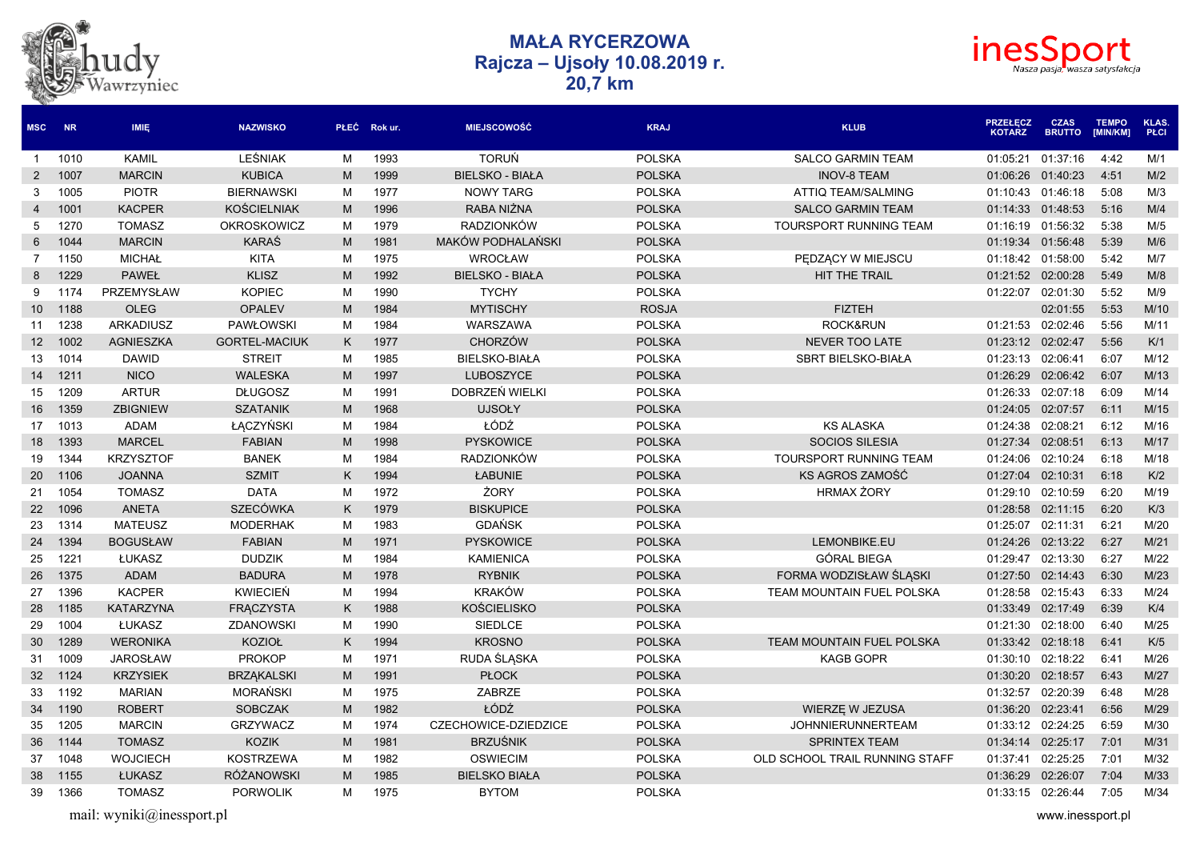# MAŁA RYCERZOWA
## Rajcza – Ujsoły 10.08.2019 r.
## 20,7 km

| MSC | NR | IMIĘ | NAZWISKO | PŁEĆ | Rok ur. | MIEJSCOWOŚĆ | KRAJ | KLUB | PRZEŁĘCZ KOTARZ | CZAS BRUTTO | TEMPO [MIN/KM] | KLAS. PŁCI |
|---|---|---|---|---|---|---|---|---|---|---|---|---|
| 1 | 1010 | KAMIL | LEŚNIAK | M | 1993 | TORUŃ | POLSKA | SALCO GARMIN TEAM | 01:05:21 | 01:37:16 | 4:42 | M/1 |
| 2 | 1007 | MARCIN | KUBICA | M | 1999 | BIELSKO - BIAŁA | POLSKA | INOV-8 TEAM | 01:06:26 | 01:40:23 | 4:51 | M/2 |
| 3 | 1005 | PIOTR | BIERNAWSKI | M | 1977 | NOWY TARG | POLSKA | ATTIQ TEAM/SALMING | 01:10:43 | 01:46:18 | 5:08 | M/3 |
| 4 | 1001 | KACPER | KOŚCIELNIAK | M | 1996 | RABA NIŻNA | POLSKA | SALCO GARMIN TEAM | 01:14:33 | 01:48:53 | 5:16 | M/4 |
| 5 | 1270 | TOMASZ | OKROSKOWICZ | M | 1979 | RADZIONKÓW | POLSKA | TOURSPORT RUNNING TEAM | 01:16:19 | 01:56:32 | 5:38 | M/5 |
| 6 | 1044 | MARCIN | KARAŚ | M | 1981 | MAKÓW PODHALAŃSKI | POLSKA | | 01:19:34 | 01:56:48 | 5:39 | M/6 |
| 7 | 1150 | MICHAŁ | KITA | M | 1975 | WROCŁAW | POLSKA | PĘDZĄCY W MIEJSCU | 01:18:42 | 01:58:00 | 5:42 | M/7 |
| 8 | 1229 | PAWEŁ | KLISZ | M | 1992 | BIELSKO - BIAŁA | POLSKA | HIT THE TRAIL | 01:21:52 | 02:00:28 | 5:49 | M/8 |
| 9 | 1174 | PRZEMYSŁAW | KOPIEC | M | 1990 | TYCHY | POLSKA | | 01:22:07 | 02:01:30 | 5:52 | M/9 |
| 10 | 1188 | OLEG | OPALEV | M | 1984 | MYTISCHY | ROSJA | FIZTEH | | 02:01:55 | 5:53 | M/10 |
| 11 | 1238 | ARKADIUSZ | PAWŁOWSKI | M | 1984 | WARSZAWA | POLSKA | ROCK&RUN | 01:21:53 | 02:02:46 | 5:56 | M/11 |
| 12 | 1002 | AGNIESZKA | GORTEL-MACIUK | K | 1977 | CHORZÓW | POLSKA | NEVER TOO LATE | 01:23:12 | 02:02:47 | 5:56 | K/1 |
| 13 | 1014 | DAWID | STREIT | M | 1985 | BIELSKO-BIAŁA | POLSKA | SBRT BIELSKO-BIAŁA | 01:23:13 | 02:06:41 | 6:07 | M/12 |
| 14 | 1211 | NICO | WALESKA | M | 1997 | LUBOSZYCE | POLSKA | | 01:26:29 | 02:06:42 | 6:07 | M/13 |
| 15 | 1209 | ARTUR | DŁUGOSZ | M | 1991 | DOBRZEŃ WIELKI | POLSKA | | 01:26:33 | 02:07:18 | 6:09 | M/14 |
| 16 | 1359 | ZBIGNIEW | SZATANIK | M | 1968 | UJSOŁY | POLSKA | | 01:24:05 | 02:07:57 | 6:11 | M/15 |
| 17 | 1013 | ADAM | ŁĄCZYŃSKI | M | 1984 | ŁÓDŹ | POLSKA | KS ALASKA | 01:24:38 | 02:08:21 | 6:12 | M/16 |
| 18 | 1393 | MARCEL | FABIAN | M | 1998 | PYSKOWICE | POLSKA | SOCIOS SILESIA | 01:27:34 | 02:08:51 | 6:13 | M/17 |
| 19 | 1344 | KRZYSZTOF | BANEK | M | 1984 | RADZIONKÓW | POLSKA | TOURSPORT RUNNING TEAM | 01:24:06 | 02:10:24 | 6:18 | M/18 |
| 20 | 1106 | JOANNA | SZMIT | K | 1994 | ŁABUNIE | POLSKA | KS AGROS ZAMOŚĆ | 01:27:04 | 02:10:31 | 6:18 | K/2 |
| 21 | 1054 | TOMASZ | DATA | M | 1972 | ŻORY | POLSKA | HRMAX ŻORY | 01:29:10 | 02:10:59 | 6:20 | M/19 |
| 22 | 1096 | ANETA | SZECÓWKA | K | 1979 | BISKUPICE | POLSKA | | 01:28:58 | 02:11:15 | 6:20 | K/3 |
| 23 | 1314 | MATEUSZ | MODERHAK | M | 1983 | GDAŃSK | POLSKA | | 01:25:07 | 02:11:31 | 6:21 | M/20 |
| 24 | 1394 | BOGUSŁAW | FABIAN | M | 1971 | PYSKOWICE | POLSKA | LEMONBIKE.EU | 01:24:26 | 02:13:22 | 6:27 | M/21 |
| 25 | 1221 | ŁUKASZ | DUDZIK | M | 1984 | KAMIENICA | POLSKA | GÓRAL BIEGA | 01:29:47 | 02:13:30 | 6:27 | M/22 |
| 26 | 1375 | ADAM | BADURA | M | 1978 | RYBNIK | POLSKA | FORMA WODZISŁAW ŚLĄSKI | 01:27:50 | 02:14:43 | 6:30 | M/23 |
| 27 | 1396 | KACPER | KWIECIEŃ | M | 1994 | KRAKÓW | POLSKA | TEAM MOUNTAIN FUEL POLSKA | 01:28:58 | 02:15:43 | 6:33 | M/24 |
| 28 | 1185 | KATARZYNA | FRĄCZYSTA | K | 1988 | KOŚCIELISKO | POLSKA | | 01:33:49 | 02:17:49 | 6:39 | K/4 |
| 29 | 1004 | ŁUKASZ | ZDANOWSKI | M | 1990 | SIEDLCE | POLSKA | | 01:21:30 | 02:18:00 | 6:40 | M/25 |
| 30 | 1289 | WERONIKA | KOZIOŁ | K | 1994 | KROSNO | POLSKA | TEAM MOUNTAIN FUEL POLSKA | 01:33:42 | 02:18:18 | 6:41 | K/5 |
| 31 | 1009 | JAROSŁAW | PROKOP | M | 1971 | RUDA ŚLĄSKA | POLSKA | KAGB GOPR | 01:30:10 | 02:18:22 | 6:41 | M/26 |
| 32 | 1124 | KRZYSIEK | BRZĄKALSKI | M | 1991 | PŁOCK | POLSKA | | 01:30:20 | 02:18:57 | 6:43 | M/27 |
| 33 | 1192 | MARIAN | MORAŃSKI | M | 1975 | ZABRZE | POLSKA | | 01:32:57 | 02:20:39 | 6:48 | M/28 |
| 34 | 1190 | ROBERT | SOBCZAK | M | 1982 | ŁÓDŹ | POLSKA | WIERZĘ W JEZUSA | 01:36:20 | 02:23:41 | 6:56 | M/29 |
| 35 | 1205 | MARCIN | GRZYWACZ | M | 1974 | CZECHOWICE-DZIEDZICE | POLSKA | JOHNNIERUNNERTEAM | 01:33:12 | 02:24:25 | 6:59 | M/30 |
| 36 | 1144 | TOMASZ | KOZIK | M | 1981 | BRZUŚNIK | POLSKA | SPRINTEX TEAM | 01:34:14 | 02:25:17 | 7:01 | M/31 |
| 37 | 1048 | WOJCIECH | KOSTRZEWA | M | 1982 | OSWIECIM | POLSKA | OLD SCHOOL TRAIL RUNNING STAFF | 01:37:41 | 02:25:25 | 7:01 | M/32 |
| 38 | 1155 | ŁUKASZ | RÓŻANOWSKI | M | 1985 | BIELSKO BIAŁA | POLSKA | | 01:36:29 | 02:26:07 | 7:04 | M/33 |
| 39 | 1366 | TOMASZ | PORWOLIK | M | 1975 | BYTOM | POLSKA | | 01:33:15 | 02:26:44 | 7:05 | M/34 |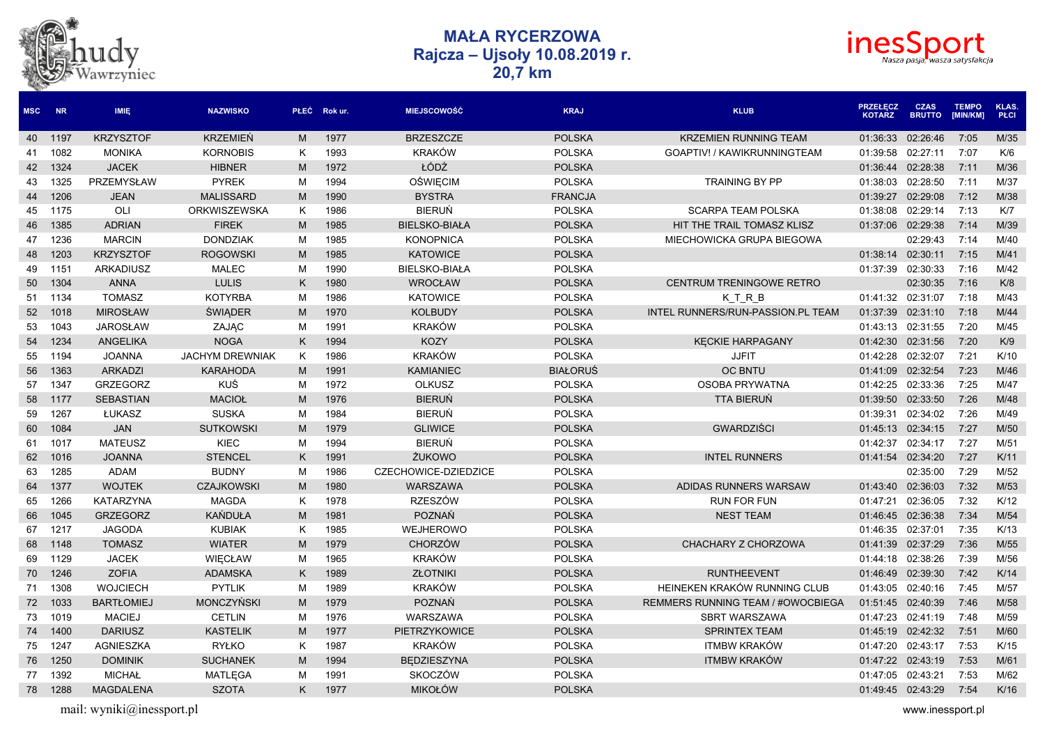# MAŁA RYCERZOWA
## Rajcza – Ujsoły 10.08.2019 r.
## 20,7 km

| MSC | NR | IMIĘ | NAZWISKO | PŁEĆ | Rok ur. | MIEJSCOWOŚĆ | KRAJ | KLUB | PRZEŁĘCZ KOTARZ | CZAS BRUTTO | TEMPO [MIN/KM] | KLAS. PŁCI |
|---|---|---|---|---|---|---|---|---|---|---|---|---|
| 40 | 1197 | KRZYSZTOF | KRZEMIEŃ | M | 1977 | BRZESZCZE | POLSKA | KRZEMIEN RUNNING TEAM | 01:36:33 | 02:26:46 | 7:05 | M/35 |
| 41 | 1082 | MONIKA | KORNOBIS | K | 1993 | KRAKÓW | POLSKA | GOAPTIV! / KAWIKRUNNINGTEAM | 01:39:58 | 02:27:11 | 7:07 | K/6 |
| 42 | 1324 | JACEK | HIBNER | M | 1972 | ŁÓDŹ | POLSKA | | 01:36:44 | 02:28:38 | 7:11 | M/36 |
| 43 | 1325 | PRZEMYSŁAW | PYREK | M | 1994 | OŚWIĘCIM | POLSKA | TRAINING BY PP | 01:38:03 | 02:28:50 | 7:11 | M/37 |
| 44 | 1206 | JEAN | MALISSARD | M | 1990 | BYSTRA | FRANCJA | | 01:39:27 | 02:29:08 | 7:12 | M/38 |
| 45 | 1175 | OLI | ORKWISZEWSKA | K | 1986 | BIERUŃ | POLSKA | SCARPA TEAM POLSKA | 01:38:08 | 02:29:14 | 7:13 | K/7 |
| 46 | 1385 | ADRIAN | FIREK | M | 1985 | BIELSKO-BIAŁA | POLSKA | HIT THE TRAIL TOMASZ KLISZ | 01:37:06 | 02:29:38 | 7:14 | M/39 |
| 47 | 1236 | MARCIN | DONDZIAK | M | 1985 | KONOPNICA | POLSKA | MIECHOWICKA GRUPA BIEGOWA | | 02:29:43 | 7:14 | M/40 |
| 48 | 1203 | KRZYSZTOF | ROGOWSKI | M | 1985 | KATOWICE | POLSKA | | 01:38:14 | 02:30:11 | 7:15 | M/41 |
| 49 | 1151 | ARKADIUSZ | MALEC | M | 1990 | BIELSKO-BIAŁA | POLSKA | | 01:37:39 | 02:30:33 | 7:16 | M/42 |
| 50 | 1304 | ANNA | LULIS | K | 1980 | WROCŁAW | POLSKA | CENTRUM TRENINGOWE RETRO | | 02:30:35 | 7:16 | K/8 |
| 51 | 1134 | TOMASZ | KOTYRBA | M | 1986 | KATOWICE | POLSKA | K_T_R_B | 01:41:32 | 02:31:07 | 7:18 | M/43 |
| 52 | 1018 | MIROSŁAW | ŚWIĄDER | M | 1970 | KOLBUDY | POLSKA | INTEL RUNNERS/RUN-PASSION.PL TEAM | 01:37:39 | 02:31:10 | 7:18 | M/44 |
| 53 | 1043 | JAROSŁAW | ZAJĄC | M | 1991 | KRAKÓW | POLSKA | | 01:43:13 | 02:31:55 | 7:20 | M/45 |
| 54 | 1234 | ANGELIKA | NOGA | K | 1994 | KOZY | POLSKA | KĘCKIE HARPAGANY | 01:42:30 | 02:31:56 | 7:20 | K/9 |
| 55 | 1194 | JOANNA | JACHYM DREWNIAK | K | 1986 | KRAKÓW | POLSKA | JJFIT | 01:42:28 | 02:32:07 | 7:21 | K/10 |
| 56 | 1363 | ARKADZI | KARAHODA | M | 1991 | KAMIANIEC | BIAŁORUŚ | OC BNTU | 01:41:09 | 02:32:54 | 7:23 | M/46 |
| 57 | 1347 | GRZEGORZ | KUŚ | M | 1972 | OLKUSZ | POLSKA | OSOBA PRYWATNA | 01:42:25 | 02:33:36 | 7:25 | M/47 |
| 58 | 1177 | SEBASTIAN | MACIOŁ | M | 1976 | BIERUŃ | POLSKA | TTA BIERUŃ | 01:39:50 | 02:33:50 | 7:26 | M/48 |
| 59 | 1267 | ŁUKASZ | SUSKA | M | 1984 | BIERUŃ | POLSKA | | 01:39:31 | 02:34:02 | 7:26 | M/49 |
| 60 | 1084 | JAN | SUTKOWSKI | M | 1979 | GLIWICE | POLSKA | GWARDZIŚCI | 01:45:13 | 02:34:15 | 7:27 | M/50 |
| 61 | 1017 | MATEUSZ | KIEC | M | 1994 | BIERUŃ | POLSKA | | 01:42:37 | 02:34:17 | 7:27 | M/51 |
| 62 | 1016 | JOANNA | STENCEL | K | 1991 | ŻUKOWO | POLSKA | INTEL RUNNERS | 01:41:54 | 02:34:20 | 7:27 | K/11 |
| 63 | 1285 | ADAM | BUDNY | M | 1986 | CZECHOWICE-DZIEDZICE | POLSKA | | | 02:35:00 | 7:29 | M/52 |
| 64 | 1377 | WOJTEK | CZAJKOWSKI | M | 1980 | WARSZAWA | POLSKA | ADIDAS RUNNERS WARSAW | 01:43:40 | 02:36:03 | 7:32 | M/53 |
| 65 | 1266 | KATARZYNA | MAGDA | K | 1978 | RZESZÓW | POLSKA | RUN FOR FUN | 01:47:21 | 02:36:05 | 7:32 | K/12 |
| 66 | 1045 | GRZEGORZ | KAŃDUŁA | M | 1981 | POZNAŃ | POLSKA | NEST TEAM | 01:46:45 | 02:36:38 | 7:34 | M/54 |
| 67 | 1217 | JAGODA | KUBIAK | K | 1985 | WEJHEROWO | POLSKA | | 01:46:35 | 02:37:01 | 7:35 | K/13 |
| 68 | 1148 | TOMASZ | WIATER | M | 1979 | CHORZÓW | POLSKA | CHACHARY Z CHORZOWA | 01:41:39 | 02:37:29 | 7:36 | M/55 |
| 69 | 1129 | JACEK | WIĘCŁAW | M | 1965 | KRAKÓW | POLSKA | | 01:44:18 | 02:38:26 | 7:39 | M/56 |
| 70 | 1246 | ZOFIA | ADAMSKA | K | 1989 | ZŁOTNIKI | POLSKA | RUNTHEEVENT | 01:46:49 | 02:39:30 | 7:42 | K/14 |
| 71 | 1308 | WOJCIECH | PYTLIK | M | 1989 | KRAKÓW | POLSKA | HEINEKEN KRAKÓW RUNNING CLUB | 01:43:05 | 02:40:16 | 7:45 | M/57 |
| 72 | 1033 | BARTŁOMIEJ | MONCZYŃSKI | M | 1979 | POZNAŃ | POLSKA | REMMERS RUNNING TEAM / #OWOCBIEGA | 01:51:45 | 02:40:39 | 7:46 | M/58 |
| 73 | 1019 | MACIEJ | CETLIN | M | 1976 | WARSZAWA | POLSKA | SBRT WARSZAWA | 01:47:23 | 02:41:19 | 7:48 | M/59 |
| 74 | 1400 | DARIUSZ | KASTELIK | M | 1977 | PIETRZYKOWICE | POLSKA | SPRINTEX TEAM | 01:45:19 | 02:42:32 | 7:51 | M/60 |
| 75 | 1247 | AGNIESZKA | RYŁKO | K | 1987 | KRAKÓW | POLSKA | ITMBW KRAKÓW | 01:47:20 | 02:43:17 | 7:53 | K/15 |
| 76 | 1250 | DOMINIK | SUCHANEK | M | 1994 | BĘDZIESZYNA | POLSKA | ITMBW KRAKÓW | 01:47:22 | 02:43:19 | 7:53 | M/61 |
| 77 | 1392 | MICHAŁ | MATLĘGA | M | 1991 | SKOCZÓW | POLSKA | | 01:47:05 | 02:43:21 | 7:53 | M/62 |
| 78 | 1288 | MAGDALENA | SZOTA | K | 1977 | MIKOŁÓW | POLSKA | | 01:49:45 | 02:43:29 | 7:54 | K/16 |

mail: wyniki@inessport.pl

www.inessport.pl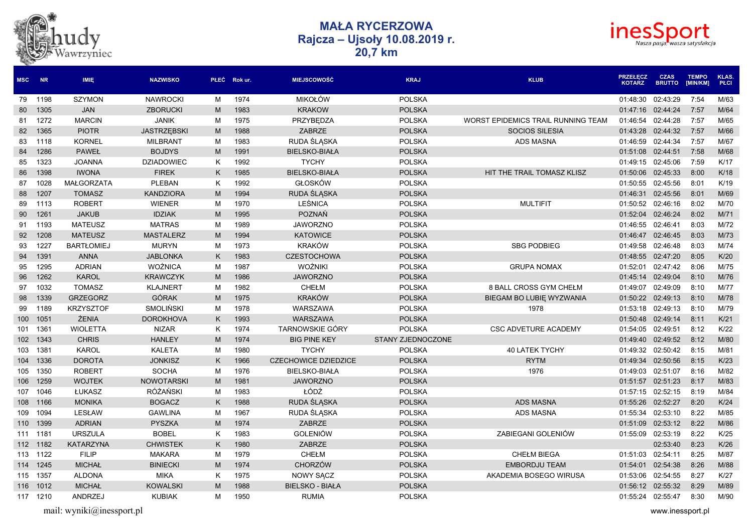# MAŁA RYCERZOWA
## Rajcza – Ujsoły 10.08.2019 r.
## 20,7 km

| MSC | NR | IMIĘ | NAZWISKO | PŁEĆ | Rok ur. | MIEJSCOWOŚĆ | KRAJ | KLUB | PRZEŁĘCZ KOTARZ | CZAS BRUTTO | TEMPO [MIN/KM] | KLAS. PŁCI |
|---|---|---|---|---|---|---|---|---|---|---|---|---|
| 79 | 1198 | SZYMON | NAWROCKI | M | 1974 | MIKOŁÓW | POLSKA | | 01:48:30 | 02:43:29 | 7:54 | M/63 |
| 80 | 1305 | JAN | ZBORUCKI | M | 1983 | KRAKOW | POLSKA | | 01:47:16 | 02:44:24 | 7:57 | M/64 |
| 81 | 1272 | MARCIN | JANIK | M | 1975 | PRZYBĘDZA | POLSKA | WORST EPIDEMICS TRAIL RUNNING TEAM | 01:46:54 | 02:44:28 | 7:57 | M/65 |
| 82 | 1365 | PIOTR | JASTRZĘBSKI | M | 1988 | ZABRZE | POLSKA | SOCIOS SILESIA | 01:43:28 | 02:44:32 | 7:57 | M/66 |
| 83 | 1118 | KORNEL | MILBRANT | M | 1983 | RUDA ŚLĄSKA | POLSKA | ADS MASNA | 01:46:59 | 02:44:34 | 7:57 | M/67 |
| 84 | 1286 | PAWEŁ | BOJDYS | M | 1991 | BIELSKO-BIAŁA | POLSKA | | 01:51:08 | 02:44:51 | 7:58 | M/68 |
| 85 | 1323 | JOANNA | DZIADOWIEC | K | 1992 | TYCHY | POLSKA | | 01:49:15 | 02:45:06 | 7:59 | K/17 |
| 86 | 1398 | IWONA | FIREK | K | 1985 | BIELSKO-BIAŁA | POLSKA | HIT THE TRAIL TOMASZ KLISZ | 01:50:06 | 02:45:33 | 8:00 | K/18 |
| 87 | 1028 | MAŁGORZATA | PLEBAN | K | 1992 | GŁOSKÓW | POLSKA | | 01:50:55 | 02:45:56 | 8:01 | K/19 |
| 88 | 1207 | TOMASZ | KANDZIORA | M | 1994 | RUDA ŚLĄSKA | POLSKA | | 01:46:31 | 02:45:56 | 8:01 | M/69 |
| 89 | 1113 | ROBERT | WIENER | M | 1970 | LEŚNICA | POLSKA | MULTIFIT | 01:50:52 | 02:46:16 | 8:02 | M/70 |
| 90 | 1261 | JAKUB | IDZIAK | M | 1995 | POZNAŃ | POLSKA | | 01:52:04 | 02:46:24 | 8:02 | M/71 |
| 91 | 1193 | MATEUSZ | MATRAS | M | 1989 | JAWORZNO | POLSKA | | 01:46:55 | 02:46:41 | 8:03 | M/72 |
| 92 | 1208 | MATEUSZ | MASTALERZ | M | 1994 | KATOWICE | POLSKA | | 01:46:47 | 02:46:45 | 8:03 | M/73 |
| 93 | 1227 | BARTŁOMIEJ | MURYN | M | 1973 | KRAKÓW | POLSKA | SBG PODBIEG | 01:49:58 | 02:46:48 | 8:03 | M/74 |
| 94 | 1391 | ANNA | JABLONKA | K | 1983 | CZESTOCHOWA | POLSKA | | 01:48:55 | 02:47:20 | 8:05 | K/20 |
| 95 | 1295 | ADRIAN | WOŹNICA | M | 1987 | WOŹNIKI | POLSKA | GRUPA NOMAX | 01:52:01 | 02:47:42 | 8:06 | M/75 |
| 96 | 1262 | KAROL | KRAWCZYK | M | 1986 | JAWORZNO | POLSKA | | 01:45:14 | 02:49:04 | 8:10 | M/76 |
| 97 | 1032 | TOMASZ | KLAJNERT | M | 1982 | CHEŁM | POLSKA | 8 BALL CROSS GYM CHEŁM | 01:49:07 | 02:49:09 | 8:10 | M/77 |
| 98 | 1339 | GRZEGORZ | GÓRAK | M | 1975 | KRAKÓW | POLSKA | BIEGAM BO LUBIĘ WYZWANIA | 01:50:22 | 02:49:13 | 8:10 | M/78 |
| 99 | 1189 | KRZYSZTOF | SMOLIŃSKI | M | 1978 | WARSZAWA | POLSKA | 1978 | 01:53:18 | 02:49:13 | 8:10 | M/79 |
| 100 | 1051 | ŻENIA | DOROKHOVA | K | 1993 | WARSZAWA | POLSKA | | 01:50:48 | 02:49:14 | 8:11 | K/21 |
| 101 | 1361 | WIOLETTA | NIZAR | K | 1974 | TARNOWSKIE GÓRY | POLSKA | CSC ADVETURE ACADEMY | 01:54:05 | 02:49:51 | 8:12 | K/22 |
| 102 | 1343 | CHRIS | HANLEY | M | 1974 | BIG PINE KEY | STANY ZJEDNOCZONE | | 01:49:40 | 02:49:52 | 8:12 | M/80 |
| 103 | 1381 | KAROL | KALETA | M | 1980 | TYCHY | POLSKA | 40 LATEK TYCHY | 01:49:32 | 02:50:42 | 8:15 | M/81 |
| 104 | 1336 | DOROTA | JONKISZ | K | 1966 | CZECHOWICE DZIEDZICE | POLSKA | RYTM | 01:49:34 | 02:50:56 | 8:15 | K/23 |
| 105 | 1350 | ROBERT | SOCHA | M | 1976 | BIELSKO-BIAŁA | POLSKA | 1976 | 01:49:03 | 02:51:07 | 8:16 | M/82 |
| 106 | 1259 | WOJTEK | NOWOTARSKI | M | 1981 | JAWORZNO | POLSKA | | 01:51:57 | 02:51:23 | 8:17 | M/83 |
| 107 | 1046 | ŁUKASZ | RÓŻAŃSKI | M | 1983 | ŁÓDŹ | POLSKA | | 01:57:15 | 02:52:15 | 8:19 | M/84 |
| 108 | 1166 | MONIKA | BOGACZ | K | 1988 | RUDA ŚLĄSKA | POLSKA | ADS MASNA | 01:55:26 | 02:52:27 | 8:20 | K/24 |
| 109 | 1094 | LESŁAW | GAWLINA | M | 1967 | RUDA ŚLĄSKA | POLSKA | ADS MASNA | 01:55:34 | 02:53:10 | 8:22 | M/85 |
| 110 | 1399 | ADRIAN | PYSZKA | M | 1974 | ZABRZE | POLSKA | | 01:51:09 | 02:53:12 | 8:22 | M/86 |
| 111 | 1181 | URSZULA | BOBEL | K | 1983 | GOLENIÓW | POLSKA | ZABIEGANI GOLENIÓW | 01:55:09 | 02:53:19 | 8:22 | K/25 |
| 112 | 1182 | KATARZYNA | CHWISTEK | K | 1980 | ZABRZE | POLSKA | | | 02:53:40 | 8:23 | K/26 |
| 113 | 1122 | FILIP | MAKARA | M | 1979 | CHEŁM | POLSKA | CHEŁM BIEGA | 01:51:03 | 02:54:11 | 8:25 | M/87 |
| 114 | 1245 | MICHAŁ | BINIECKI | M | 1974 | CHORZÓW | POLSKA | EMBORDJU TEAM | 01:54:01 | 02:54:38 | 8:26 | M/88 |
| 115 | 1357 | ALDONA | MIKA | K | 1975 | NOWY SĄCZ | POLSKA | AKADEMIA BOSEGO WIRUSA | 01:53:06 | 02:54:55 | 8:27 | K/27 |
| 116 | 1012 | MICHAŁ | KOWALSKI | M | 1988 | BIELSKO - BIAŁA | POLSKA | | 01:56:12 | 02:55:32 | 8:29 | M/89 |
| 117 | 1210 | ANDRZEJ | KUBIAK | M | 1950 | RUMIA | POLSKA | | 01:55:24 | 02:55:47 | 8:30 | M/90 |

mail: wyniki@inessport.pl    www.inessport.pl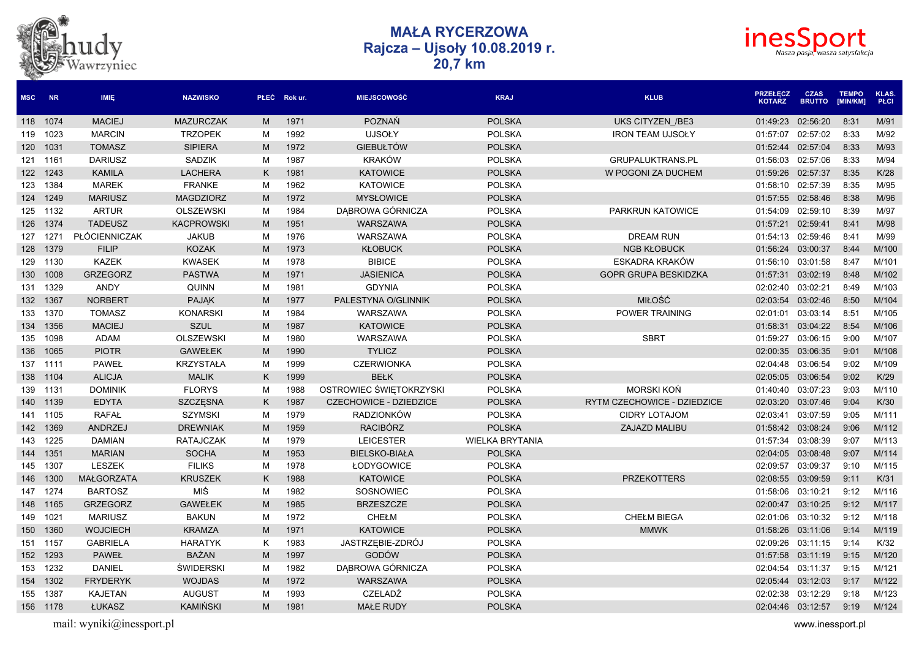# MAŁA RYCERZOWA
## Rajcza – Ujsoły 10.08.2019 r.
## 20,7 km

| MSC | NR | IMIĘ | NAZWISKO | PŁEĆ | Rok ur. | MIEJSCOWOŚĆ | KRAJ | KLUB | PRZEŁĘCZ KOTARZ | CZAS BRUTTO | TEMPO [MIN/KM] | KLAS. PŁCI |
|---|---|---|---|---|---|---|---|---|---|---|---|---|
| 118 | 1074 | MACIEJ | MAZURCZAK | M | 1971 | POZNAŃ | POLSKA | UKS CITYZEN_/BE3 | 01:49:23 | 02:56:20 | 8:31 | M/91 |
| 119 | 1023 | MARCIN | TRZOPEK | M | 1992 | UJSOŁY | POLSKA | IRON TEAM UJSOŁY | 01:57:07 | 02:57:02 | 8:33 | M/92 |
| 120 | 1031 | TOMASZ | SIPIERA | M | 1972 | GIEBUŁTÓW | POLSKA | | 01:52:44 | 02:57:04 | 8:33 | M/93 |
| 121 | 1161 | DARIUSZ | SADZIK | M | 1987 | KRAKÓW | POLSKA | GRUPALUKTRANS.PL | 01:56:03 | 02:57:06 | 8:33 | M/94 |
| 122 | 1243 | KAMILA | LACHERA | K | 1981 | KATOWICE | POLSKA | W POGONI ZA DUCHEM | 01:59:26 | 02:57:37 | 8:35 | K/28 |
| 123 | 1384 | MAREK | FRANKE | M | 1962 | KATOWICE | POLSKA | | 01:58:10 | 02:57:39 | 8:35 | M/95 |
| 124 | 1249 | MARIUSZ | MAGDZIORZ | M | 1972 | MYSŁOWICE | POLSKA | | 01:57:55 | 02:58:46 | 8:38 | M/96 |
| 125 | 1132 | ARTUR | OLSZEWSKI | M | 1984 | DĄBROWA GÓRNICZA | POLSKA | PARKRUN KATOWICE | 01:54:09 | 02:59:10 | 8:39 | M/97 |
| 126 | 1374 | TADEUSZ | KACPROWSKI | M | 1951 | WARSZAWA | POLSKA | | 01:57:21 | 02:59:41 | 8:41 | M/98 |
| 127 | 1271 | PŁÓCIENNICZAK | JAKUB | M | 1976 | WARSZAWA | POLSKA | DREAM RUN | 01:54:13 | 02:59:46 | 8:41 | M/99 |
| 128 | 1379 | FILIP | KOZAK | M | 1973 | KŁOBUCK | POLSKA | NGB KŁOBUCK | 01:56:24 | 03:00:37 | 8:44 | M/100 |
| 129 | 1130 | KAZEK | KWASEK | M | 1978 | BIBICE | POLSKA | ESKADRA KRAKÓW | 01:56:10 | 03:01:58 | 8:47 | M/101 |
| 130 | 1008 | GRZEGORZ | PASTWA | M | 1971 | JASIENICA | POLSKA | GOPR GRUPA BESKIDZKA | 01:57:31 | 03:02:19 | 8:48 | M/102 |
| 131 | 1329 | ANDY | QUINN | M | 1981 | GDYNIA | POLSKA | | 02:02:40 | 03:02:21 | 8:49 | M/103 |
| 132 | 1367 | NORBERT | PAJĄK | M | 1977 | PALESTYNA O/GLINNIK | POLSKA | MIŁOŚĆ | 02:03:54 | 03:02:46 | 8:50 | M/104 |
| 133 | 1370 | TOMASZ | KONARSKI | M | 1984 | WARSZAWA | POLSKA | POWER TRAINING | 02:01:01 | 03:03:14 | 8:51 | M/105 |
| 134 | 1356 | MACIEJ | SZUL | M | 1987 | KATOWICE | POLSKA | | 01:58:31 | 03:04:22 | 8:54 | M/106 |
| 135 | 1098 | ADAM | OLSZEWSKI | M | 1980 | WARSZAWA | POLSKA | SBRT | 01:59:27 | 03:06:15 | 9:00 | M/107 |
| 136 | 1065 | PIOTR | GAWEŁEK | M | 1990 | TYLICZ | POLSKA | | 02:00:35 | 03:06:35 | 9:01 | M/108 |
| 137 | 1111 | PAWEŁ | KRZYSTAŁA | M | 1999 | CZERWIONKA | POLSKA | | 02:04:48 | 03:06:54 | 9:02 | M/109 |
| 138 | 1104 | ALICJA | MALIK | K | 1999 | BEŁK | POLSKA | | 02:05:05 | 03:06:54 | 9:02 | K/29 |
| 139 | 1131 | DOMINIK | FLORYS | M | 1988 | OSTROWIEC ŚWIĘTOKRZYSKI | POLSKA | MORSKI KOŃ | 01:40:40 | 03:07:23 | 9:03 | M/110 |
| 140 | 1139 | EDYTA | SZCZĘSNA | K | 1987 | CZECHOWICE - DZIEDZICE | POLSKA | RYTM CZECHOWICE - DZIEDZICE | 02:03:20 | 03:07:46 | 9:04 | K/30 |
| 141 | 1105 | RAFAŁ | SZYMSKI | M | 1979 | RADZIONKÓW | POLSKA | CIDRY LOTAJOM | 02:03:41 | 03:07:59 | 9:05 | M/111 |
| 142 | 1369 | ANDRZEJ | DREWNIAK | M | 1959 | RACIBÓRZ | POLSKA | ZAJAZD MALIBU | 01:58:42 | 03:08:24 | 9:06 | M/112 |
| 143 | 1225 | DAMIAN | RATAJCZAK | M | 1979 | LEICESTER | WIELKA BRYTANIA | | 01:57:34 | 03:08:39 | 9:07 | M/113 |
| 144 | 1351 | MARIAN | SOCHA | M | 1953 | BIELSKO-BIAŁA | POLSKA | | 02:04:05 | 03:08:48 | 9:07 | M/114 |
| 145 | 1307 | LESZEK | FILIKS | M | 1978 | ŁODYGOWICE | POLSKA | | 02:09:57 | 03:09:37 | 9:10 | M/115 |
| 146 | 1300 | MAŁGORZATA | KRUSZEK | K | 1988 | KATOWICE | POLSKA | PRZEKOTTERS | 02:08:55 | 03:09:59 | 9:11 | K/31 |
| 147 | 1274 | BARTOSZ | MIŚ | M | 1982 | SOSNOWIEC | POLSKA | | 01:58:06 | 03:10:21 | 9:12 | M/116 |
| 148 | 1165 | GRZEGORZ | GAWEŁEK | M | 1985 | BRZESZCZE | POLSKA | | 02:00:47 | 03:10:25 | 9:12 | M/117 |
| 149 | 1021 | MARIUSZ | BAKUN | M | 1972 | CHEŁM | POLSKA | CHEŁM BIEGA | 02:01:06 | 03:10:32 | 9:12 | M/118 |
| 150 | 1360 | WOJCIECH | KRAMZA | M | 1971 | KATOWICE | POLSKA | MMWK | 01:58:26 | 03:11:06 | 9:14 | M/119 |
| 151 | 1157 | GABRIELA | HARATYK | K | 1983 | JASTRZĘBIE-ZDRÓJ | POLSKA | | 02:09:26 | 03:11:15 | 9:14 | K/32 |
| 152 | 1293 | PAWEŁ | BAŻAN | M | 1997 | GODÓW | POLSKA | | 01:57:58 | 03:11:19 | 9:15 | M/120 |
| 153 | 1232 | DANIEL | ŚWIDERSKI | M | 1982 | DĄBROWA GÓRNICZA | POLSKA | | 02:04:54 | 03:11:37 | 9:15 | M/121 |
| 154 | 1302 | FRYDERYK | WOJDAS | M | 1972 | WARSZAWA | POLSKA | | 02:05:44 | 03:12:03 | 9:17 | M/122 |
| 155 | 1387 | KAJETAN | AUGUST | M | 1993 | CZELADŹ | POLSKA | | 02:02:38 | 03:12:29 | 9:18 | M/123 |
| 156 | 1178 | ŁUKASZ | KAMIŃSKI | M | 1981 | MAŁE RUDY | POLSKA | | 02:04:46 | 03:12:57 | 9:19 | M/124 |

mail: wyniki@inessport.pl

www.inessport.pl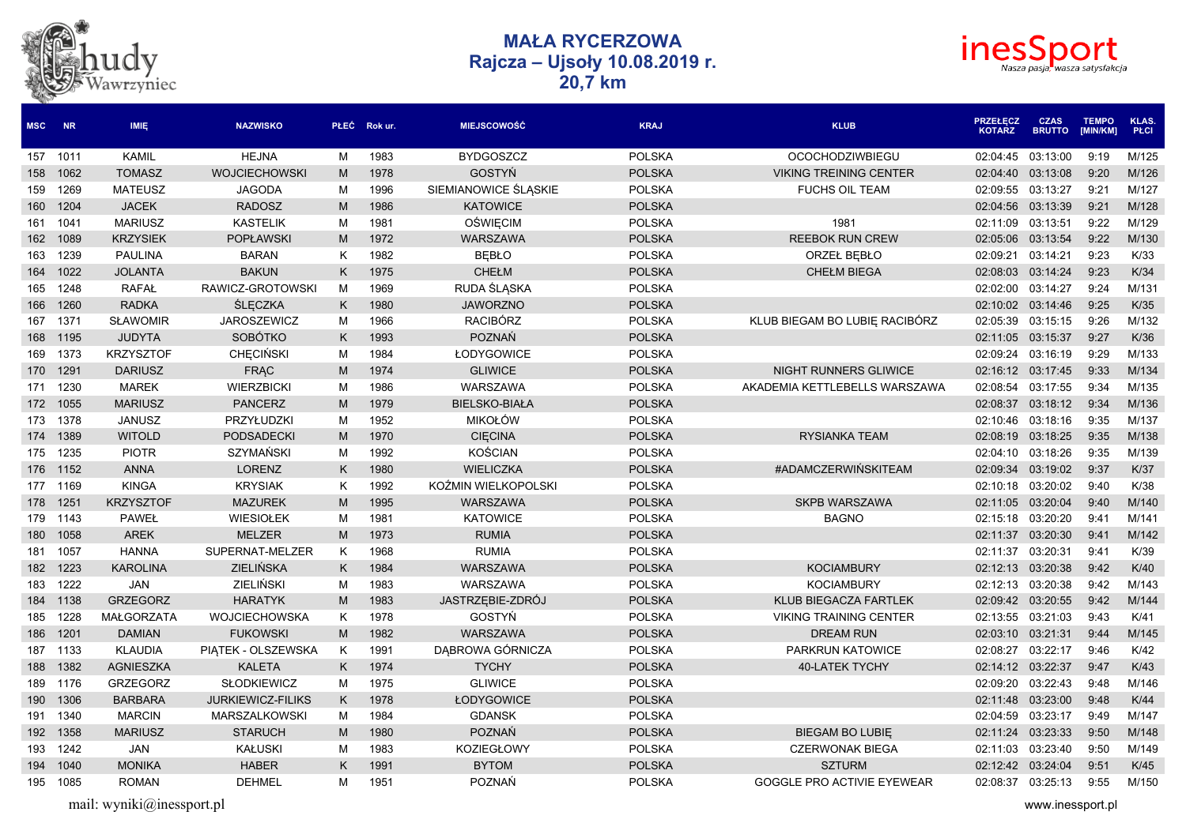# MAŁA RYCERZOWA
## Rajcza – Ujsoły 10.08.2019 r.
## 20,7 km

| MSC | NR | IMIĘ | NAZWISKO | PŁEĆ | Rok ur. | MIEJSCOWOŚĆ | KRAJ | KLUB | PRZEŁĘCZ KOTARZ | CZAS BRUTTO | TEMPO [MIN/KM] | KLAS. PŁCI |
|---|---|---|---|---|---|---|---|---|---|---|---|---|
| 157 | 1011 | KAMIL | HEJNA | M | 1983 | BYDGOSZCZ | POLSKA | OCOCHODZIWBIEGU | 02:04:45 | 03:13:00 | 9:19 | M/125 |
| 158 | 1062 | TOMASZ | WOJCIECHOWSKI | M | 1978 | GOSTYŃ | POLSKA | VIKING TREINING CENTER | 02:04:40 | 03:13:08 | 9:20 | M/126 |
| 159 | 1269 | MATEUSZ | JAGODA | M | 1996 | SIEMIANOWICE ŚLĄSKIE | POLSKA | FUCHS OIL TEAM | 02:09:55 | 03:13:27 | 9:21 | M/127 |
| 160 | 1204 | JACEK | RADOSZ | M | 1986 | KATOWICE | POLSKA | | 02:04:56 | 03:13:39 | 9:21 | M/128 |
| 161 | 1041 | MARIUSZ | KASTELIK | M | 1981 | OŚWIĘCIM | POLSKA | 1981 | 02:11:09 | 03:13:51 | 9:22 | M/129 |
| 162 | 1089 | KRZYSIEK | POPŁAWSKI | M | 1972 | WARSZAWA | POLSKA | REEBOK RUN CREW | 02:05:06 | 03:13:54 | 9:22 | M/130 |
| 163 | 1239 | PAULINA | BARAN | K | 1982 | BĘBŁO | POLSKA | ORZEŁ BĘBŁO | 02:09:21 | 03:14:21 | 9:23 | K/33 |
| 164 | 1022 | JOLANTA | BAKUN | K | 1975 | CHEŁM | POLSKA | CHEŁM BIEGA | 02:08:03 | 03:14:24 | 9:23 | K/34 |
| 165 | 1248 | RAFAŁ | RAWICZ-GROTOWSKI | M | 1969 | RUDA ŚLĄSKA | POLSKA | | 02:02:00 | 03:14:27 | 9:24 | M/131 |
| 166 | 1260 | RADKA | ŚLĘCZKA | K | 1980 | JAWORZNO | POLSKA | | 02:10:02 | 03:14:46 | 9:25 | K/35 |
| 167 | 1371 | SŁAWOMIR | JAROSZEWICZ | M | 1966 | RACIBÓRZ | POLSKA | KLUB BIEGAM BO LUBIĘ RACIBÓRZ | 02:05:39 | 03:15:15 | 9:26 | M/132 |
| 168 | 1195 | JUDYTA | SOBÓTKO | K | 1993 | POZNAŃ | POLSKA | | 02:11:05 | 03:15:37 | 9:27 | K/36 |
| 169 | 1373 | KRZYSZTOF | CHĘCIŃSKI | M | 1984 | ŁODYGOWICE | POLSKA | | 02:09:24 | 03:16:19 | 9:29 | M/133 |
| 170 | 1291 | DARIUSZ | FRĄC | M | 1974 | GLIWICE | POLSKA | NIGHT RUNNERS GLIWICE | 02:16:12 | 03:17:45 | 9:33 | M/134 |
| 171 | 1230 | MAREK | WIERZBICKI | M | 1986 | WARSZAWA | POLSKA | AKADEMIA KETTLEBELLS WARSZAWA | 02:08:54 | 03:17:55 | 9:34 | M/135 |
| 172 | 1055 | MARIUSZ | PANCERZ | M | 1979 | BIELSKO-BIAŁA | POLSKA | | 02:08:37 | 03:18:12 | 9:34 | M/136 |
| 173 | 1378 | JANUSZ | PRZYŁUDZKI | M | 1952 | MIKOŁÓW | POLSKA | | 02:10:46 | 03:18:16 | 9:35 | M/137 |
| 174 | 1389 | WITOLD | PODSADECKI | M | 1970 | CIĘCINA | POLSKA | RYSIANKA TEAM | 02:08:19 | 03:18:25 | 9:35 | M/138 |
| 175 | 1235 | PIOTR | SZYMAŃSKI | M | 1992 | KOŚCIAN | POLSKA | | 02:04:10 | 03:18:26 | 9:35 | M/139 |
| 176 | 1152 | ANNA | LORENZ | K | 1980 | WIELICZKA | POLSKA | #ADAMCZERWIŃSKITEAM | 02:09:34 | 03:19:02 | 9:37 | K/37 |
| 177 | 1169 | KINGA | KRYSIAK | K | 1992 | KOŹMIN WIELKOPOLSKI | POLSKA | | 02:10:18 | 03:20:02 | 9:40 | K/38 |
| 178 | 1251 | KRZYSZTOF | MAZUREK | M | 1995 | WARSZAWA | POLSKA | SKPB WARSZAWA | 02:11:05 | 03:20:04 | 9:40 | M/140 |
| 179 | 1143 | PAWEŁ | WIESIOŁEK | M | 1981 | KATOWICE | POLSKA | BAGNO | 02:15:18 | 03:20:20 | 9:41 | M/141 |
| 180 | 1058 | AREK | MELZER | M | 1973 | RUMIA | POLSKA | | 02:11:37 | 03:20:30 | 9:41 | M/142 |
| 181 | 1057 | HANNA | SUPERNAT-MELZER | K | 1968 | RUMIA | POLSKA | | 02:11:37 | 03:20:31 | 9:41 | K/39 |
| 182 | 1223 | KAROLINA | ZIELIŃSKA | K | 1984 | WARSZAWA | POLSKA | KOCIAMBURY | 02:12:13 | 03:20:38 | 9:42 | K/40 |
| 183 | 1222 | JAN | ZIELIŃSKI | M | 1983 | WARSZAWA | POLSKA | KOCIAMBURY | 02:12:13 | 03:20:38 | 9:42 | M/143 |
| 184 | 1138 | GRZEGORZ | HARATYK | M | 1983 | JASTRZĘBIE-ZDRÓJ | POLSKA | KLUB BIEGACZA FARTLEK | 02:09:42 | 03:20:55 | 9:42 | M/144 |
| 185 | 1228 | MAŁGORZATA | WOJCIECHOWSKA | K | 1978 | GOSTYŃ | POLSKA | VIKING TRAINING CENTER | 02:13:55 | 03:21:03 | 9:43 | K/41 |
| 186 | 1201 | DAMIAN | FUKOWSKI | M | 1982 | WARSZAWA | POLSKA | DREAM RUN | 02:03:10 | 03:21:31 | 9:44 | M/145 |
| 187 | 1133 | KLAUDIA | PIĄTEK - OLSZEWSKA | K | 1991 | DĄBROWA GÓRNICZA | POLSKA | PARKRUN KATOWICE | 02:08:27 | 03:22:17 | 9:46 | K/42 |
| 188 | 1382 | AGNIESZKA | KALETA | K | 1974 | TYCHY | POLSKA | 40-LATEK TYCHY | 02:14:12 | 03:22:37 | 9:47 | K/43 |
| 189 | 1176 | GRZEGORZ | SŁODKIEWICZ | M | 1975 | GLIWICE | POLSKA | | 02:09:20 | 03:22:43 | 9:48 | M/146 |
| 190 | 1306 | BARBARA | JURKIEWICZ-FILIKS | K | 1978 | ŁODYGOWICE | POLSKA | | 02:11:48 | 03:23:00 | 9:48 | K/44 |
| 191 | 1340 | MARCIN | MARSZALKOWSKI | M | 1984 | GDANSK | POLSKA | | 02:04:59 | 03:23:17 | 9:49 | M/147 |
| 192 | 1358 | MARIUSZ | STARUCH | M | 1980 | POZNAŃ | POLSKA | BIEGAM BO LUBIĘ | 02:11:24 | 03:23:33 | 9:50 | M/148 |
| 193 | 1242 | JAN | KAŁUSKI | M | 1983 | KOZIEGŁOWY | POLSKA | CZERWONAK BIEGA | 02:11:03 | 03:23:40 | 9:50 | M/149 |
| 194 | 1040 | MONIKA | HABER | K | 1991 | BYTOM | POLSKA | SZTURM | 02:12:42 | 03:24:04 | 9:51 | K/45 |
| 195 | 1085 | ROMAN | DEHMEL | M | 1951 | POZNAŃ | POLSKA | GOGGLE PRO ACTIVIE EYEWEAR | 02:08:37 | 03:25:13 | 9:55 | M/150 |

mail: wyniki@inessport.pl

www.inessport.pl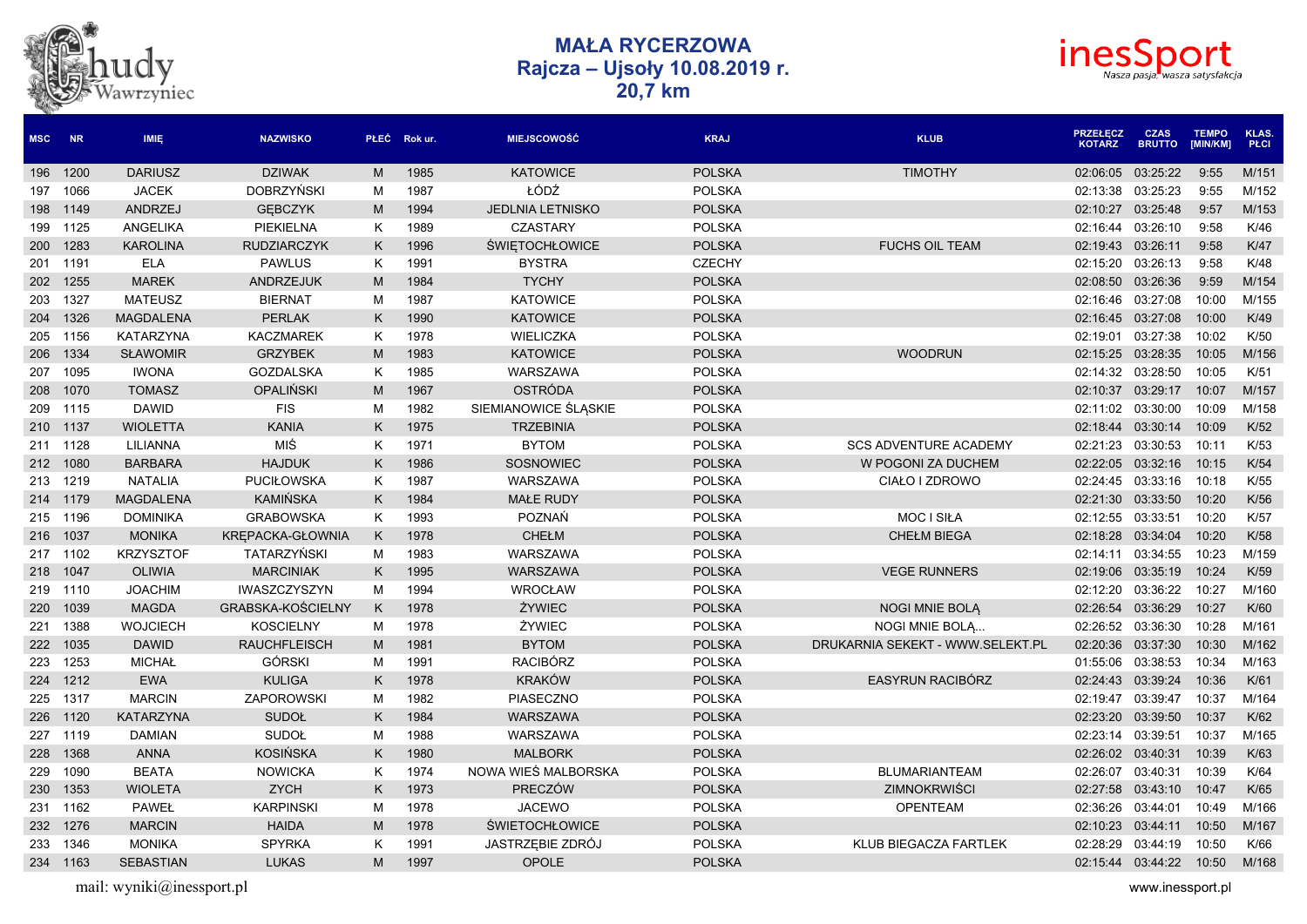# MAŁA RYCERZOWA

## Rajcza – Ujsoły 10.08.2019 r.

## 20,7 km

| MSC | NR | IMIĘ | NAZWISKO | PŁEĆ | Rok ur. | MIEJSCOWOŚĆ | KRAJ | KLUB | PRZEŁĘCZ KOTARZ | CZAS BRUTTO | TEMPO [MIN/KM] | KLAS. PŁCI |
|---|---|---|---|---|---|---|---|---|---|---|---|---|
| 196 | 1200 | DARIUSZ | DZIWAK | M | 1985 | KATOWICE | POLSKA | TIMOTHY | 02:06:05 | 03:25:22 | 9:55 | M/151 |
| 197 | 1066 | JACEK | DOBRZYŃSKI | M | 1987 | ŁÓDŹ | POLSKA | | 02:13:38 | 03:25:23 | 9:55 | M/152 |
| 198 | 1149 | ANDRZEJ | GĘBCZYK | M | 1994 | JEDLNIA LETNISKO | POLSKA | | 02:10:27 | 03:25:48 | 9:57 | M/153 |
| 199 | 1125 | ANGELIKA | PIEKIELNA | K | 1989 | CZASTARY | POLSKA | | 02:16:44 | 03:26:10 | 9:58 | K/46 |
| 200 | 1283 | KAROLINA | RUDZIARCZYK | K | 1996 | ŚWIĘTOCHŁOWICE | POLSKA | FUCHS OIL TEAM | 02:19:43 | 03:26:11 | 9:58 | K/47 |
| 201 | 1191 | ELA | PAWLUS | K | 1991 | BYSTRA | CZECHY | | 02:15:20 | 03:26:13 | 9:58 | K/48 |
| 202 | 1255 | MAREK | ANDRZEJUK | M | 1984 | TYCHY | POLSKA | | 02:08:50 | 03:26:36 | 9:59 | M/154 |
| 203 | 1327 | MATEUSZ | BIERNAT | M | 1987 | KATOWICE | POLSKA | | 02:16:46 | 03:27:08 | 10:00 | M/155 |
| 204 | 1326 | MAGDALENA | PERLAK | K | 1990 | KATOWICE | POLSKA | | 02:16:45 | 03:27:08 | 10:00 | K/49 |
| 205 | 1156 | KATARZYNA | KACZMAREK | K | 1978 | WIELICZKA | POLSKA | | 02:19:01 | 03:27:38 | 10:02 | K/50 |
| 206 | 1334 | SŁAWOMIR | GRZYBEK | M | 1983 | KATOWICE | POLSKA | WOODRUN | 02:15:25 | 03:28:35 | 10:05 | M/156 |
| 207 | 1095 | IWONA | GOZDALSKA | K | 1985 | WARSZAWA | POLSKA | | 02:14:32 | 03:28:50 | 10:05 | K/51 |
| 208 | 1070 | TOMASZ | OPALIŃSKI | M | 1967 | OSTRÓDA | POLSKA | | 02:10:37 | 03:29:17 | 10:07 | M/157 |
| 209 | 1115 | DAWID | FIS | M | 1982 | SIEMIANOWICE ŚLĄSKIE | POLSKA | | 02:11:02 | 03:30:00 | 10:09 | M/158 |
| 210 | 1137 | WIOLETTA | KANIA | K | 1975 | TRZEBINIA | POLSKA | | 02:18:44 | 03:30:14 | 10:09 | K/52 |
| 211 | 1128 | LILIANNA | MIŚ | K | 1971 | BYTOM | POLSKA | SCS ADVENTURE ACADEMY | 02:21:23 | 03:30:53 | 10:11 | K/53 |
| 212 | 1080 | BARBARA | HAJDUK | K | 1986 | SOSNOWIEC | POLSKA | W POGONI ZA DUCHEM | 02:22:05 | 03:32:16 | 10:15 | K/54 |
| 213 | 1219 | NATALIA | PUCIŁOWSKA | K | 1987 | WARSZAWA | POLSKA | CIAŁO I ZDROWO | 02:24:45 | 03:33:16 | 10:18 | K/55 |
| 214 | 1179 | MAGDALENA | KAMIŃSKA | K | 1984 | MAŁE RUDY | POLSKA | | 02:21:30 | 03:33:50 | 10:20 | K/56 |
| 215 | 1196 | DOMINIKA | GRABOWSKA | K | 1993 | POZNAŃ | POLSKA | MOC I SIŁA | 02:12:55 | 03:33:51 | 10:20 | K/57 |
| 216 | 1037 | MONIKA | KRĘPACKA-GŁOWNIA | K | 1978 | CHEŁM | POLSKA | CHEŁM BIEGA | 02:18:28 | 03:34:04 | 10:20 | K/58 |
| 217 | 1102 | KRZYSZTOF | TATARZYŃSKI | M | 1983 | WARSZAWA | POLSKA | | 02:14:11 | 03:34:55 | 10:23 | M/159 |
| 218 | 1047 | OLIWIA | MARCINIAK | K | 1995 | WARSZAWA | POLSKA | VEGE RUNNERS | 02:19:06 | 03:35:19 | 10:24 | K/59 |
| 219 | 1110 | JOACHIM | IWASZCZYSZYN | M | 1994 | WROCŁAW | POLSKA | | 02:12:20 | 03:36:22 | 10:27 | M/160 |
| 220 | 1039 | MAGDA | GRABSKA-KOŚCIELNY | K | 1978 | ŻYWIEC | POLSKA | NOGI MNIE BOLĄ | 02:26:54 | 03:36:29 | 10:27 | K/60 |
| 221 | 1388 | WOJCIECH | KOSCIELNY | M | 1978 | ŻYWIEC | POLSKA | NOGI MNIE BOLĄ... | 02:26:52 | 03:36:30 | 10:28 | M/161 |
| 222 | 1035 | DAWID | RAUCHFLEISCH | M | 1981 | BYTOM | POLSKA | DRUKARNIA SEKEKT - WWW.SELEKT.PL | 02:20:36 | 03:37:30 | 10:30 | M/162 |
| 223 | 1253 | MICHAŁ | GÓRSKI | M | 1991 | RACIBÓRZ | POLSKA | | 01:55:06 | 03:38:53 | 10:34 | M/163 |
| 224 | 1212 | EWA | KULIGA | K | 1978 | KRAKÓW | POLSKA | EASYRUN RACIBÓRZ | 02:24:43 | 03:39:24 | 10:36 | K/61 |
| 225 | 1317 | MARCIN | ZAPOROWSKI | M | 1982 | PIASECZNO | POLSKA | | 02:19:47 | 03:39:47 | 10:37 | M/164 |
| 226 | 1120 | KATARZYNA | SUDOŁ | K | 1984 | WARSZAWA | POLSKA | | 02:23:20 | 03:39:50 | 10:37 | K/62 |
| 227 | 1119 | DAMIAN | SUDOŁ | M | 1988 | WARSZAWA | POLSKA | | 02:23:14 | 03:39:51 | 10:37 | M/165 |
| 228 | 1368 | ANNA | KOSIŃSKA | K | 1980 | MALBORK | POLSKA | | 02:26:02 | 03:40:31 | 10:39 | K/63 |
| 229 | 1090 | BEATA | NOWICKA | K | 1974 | NOWA WIEŚ MALBORSKA | POLSKA | BLUMARIANTEAM | 02:26:07 | 03:40:31 | 10:39 | K/64 |
| 230 | 1353 | WIOLETA | ZYCH | K | 1973 | PRECZÓW | POLSKA | ZIMNOKRWIŚCI | 02:27:58 | 03:43:10 | 10:47 | K/65 |
| 231 | 1162 | PAWEŁ | KARPINSKI | M | 1978 | JACEWO | POLSKA | OPENTEAM | 02:36:26 | 03:44:01 | 10:49 | M/166 |
| 232 | 1276 | MARCIN | HAIDA | M | 1978 | ŚWIETOCHŁOWICE | POLSKA | | 02:10:23 | 03:44:11 | 10:50 | M/167 |
| 233 | 1346 | MONIKA | SPYRKA | K | 1991 | JASTRZĘBIE ZDRÓJ | POLSKA | KLUB BIEGACZA FARTLEK | 02:28:29 | 03:44:19 | 10:50 | K/66 |
| 234 | 1163 | SEBASTIAN | LUKAS | M | 1997 | OPOLE | POLSKA | | 02:15:44 | 03:44:22 | 10:50 | M/168 |

mail: wyniki@inessport.pl

www.inessport.pl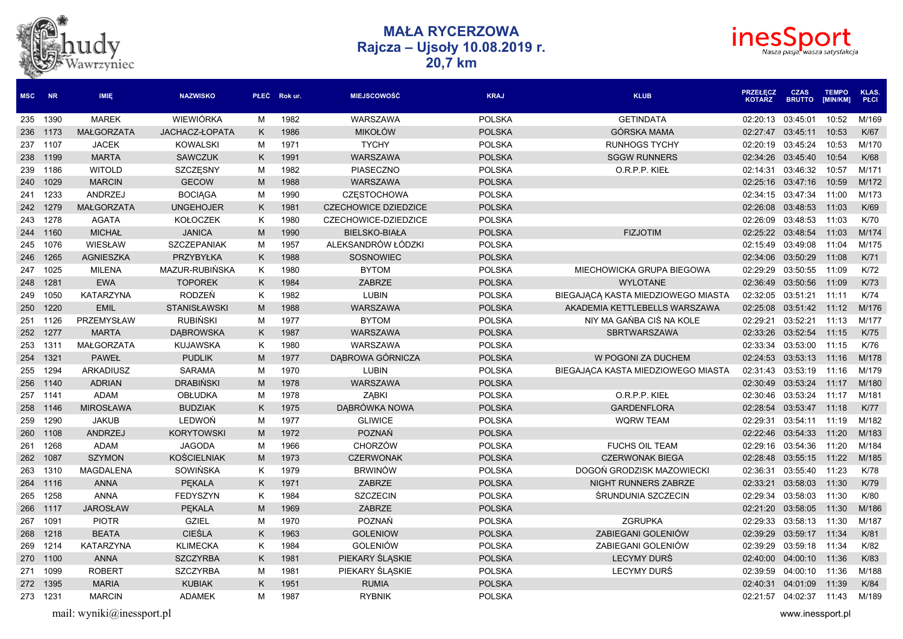# MAŁA RYCERZOWA
## Rajcza – Ujsoły 10.08.2019 r.
## 20,7 km

| MSC | NR | IMIĘ | NAZWISKO | PŁEĆ | Rok ur. | MIEJSCOWOŚĆ | KRAJ | KLUB | PRZEŁĘCZ KOTARZ | CZAS BRUTTO | TEMPO [MIN/KM] | KLAS. PŁCI |
|---|---|---|---|---|---|---|---|---|---|---|---|---|
| 235 | 1390 | MAREK | WIEWIÓRKA | M | 1982 | WARSZAWA | POLSKA | GETINDATA | 02:20:13 | 03:45:01 | 10:52 | M/169 |
| 236 | 1173 | MAŁGORZATA | JACHACZ-ŁOPATA | K | 1986 | MIKOŁÓW | POLSKA | GÓRSKA MAMA | 02:27:47 | 03:45:11 | 10:53 | K/67 |
| 237 | 1107 | JACEK | KOWALSKI | M | 1971 | TYCHY | POLSKA | RUNHOGS TYCHY | 02:20:19 | 03:45:24 | 10:53 | M/170 |
| 238 | 1199 | MARTA | SAWCZUK | K | 1991 | WARSZAWA | POLSKA | SGGW RUNNERS | 02:34:26 | 03:45:40 | 10:54 | K/68 |
| 239 | 1186 | WITOLD | SZCZĘSNY | M | 1982 | PIASECZNO | POLSKA | O.R.P.P. KIEŁ | 02:14:31 | 03:46:32 | 10:57 | M/171 |
| 240 | 1029 | MARCIN | GECOW | M | 1988 | WARSZAWA | POLSKA | | 02:25:16 | 03:47:16 | 10:59 | M/172 |
| 241 | 1233 | ANDRZEJ | BOCIĄGA | M | 1990 | CZĘSTOCHOWA | POLSKA | | 02:34:15 | 03:47:34 | 11:00 | M/173 |
| 242 | 1279 | MAŁGORZATA | UNGEHOJER | K | 1981 | CZECHOWICE DZIEDZICE | POLSKA | | 02:26:08 | 03:48:53 | 11:03 | K/69 |
| 243 | 1278 | AGATA | KOŁOCZEK | K | 1980 | CZECHOWICE-DZIEDZICE | POLSKA | | 02:26:09 | 03:48:53 | 11:03 | K/70 |
| 244 | 1160 | MICHAŁ | JANICA | M | 1990 | BIELSKO-BIAŁA | POLSKA | FIZJOTIM | 02:25:22 | 03:48:54 | 11:03 | M/174 |
| 245 | 1076 | WIESŁAW | SZCZEPANIAK | M | 1957 | ALEKSANDRÓW ŁÓDZKI | POLSKA | | 02:15:49 | 03:49:08 | 11:04 | M/175 |
| 246 | 1265 | AGNIESZKA | PRZYBYŁKA | K | 1988 | SOSNOWIEC | POLSKA | | 02:34:06 | 03:50:29 | 11:08 | K/71 |
| 247 | 1025 | MILENA | MAZUR-RUBIŃSKA | K | 1980 | BYTOM | POLSKA | MIECHOWICKA GRUPA BIEGOWA | 02:29:29 | 03:50:55 | 11:09 | K/72 |
| 248 | 1281 | EWA | TOPOREK | K | 1984 | ZABRZE | POLSKA | WYLOTANE | 02:36:49 | 03:50:56 | 11:09 | K/73 |
| 249 | 1050 | KATARZYNA | RODZEŃ | K | 1982 | LUBIN | POLSKA | BIEGAJĄCĄ KASTA MIEDZIOWEGO MIASTA | 02:32:05 | 03:51:21 | 11:11 | K/74 |
| 250 | 1220 | EMIL | STANISŁAWSKI | M | 1988 | WARSZAWA | POLSKA | AKADEMIA KETTLEBELLS WARSZAWA | 02:25:08 | 03:51:42 | 11:12 | M/176 |
| 251 | 1126 | PRZEMYSŁAW | RUBIŃSKI | M | 1977 | BYTOM | POLSKA | NIY MA GAŃBA CIŚ NA KOLE | 02:29:21 | 03:52:21 | 11:13 | M/177 |
| 252 | 1277 | MARTA | DĄBROWSKA | K | 1987 | WARSZAWA | POLSKA | SBRTWARSZAWA | 02:33:26 | 03:52:54 | 11:15 | K/75 |
| 253 | 1311 | MAŁGORZATA | KUJAWSKA | K | 1980 | WARSZAWA | POLSKA | | 02:33:34 | 03:53:00 | 11:15 | K/76 |
| 254 | 1321 | PAWEŁ | PUDLIK | M | 1977 | DĄBROWA GÓRNICZA | POLSKA | W POGONI ZA DUCHEM | 02:24:53 | 03:53:13 | 11:16 | M/178 |
| 255 | 1294 | ARKADIUSZ | SARAMA | M | 1970 | LUBIN | POLSKA | BIEGAJĄCA KASTA MIEDZIOWEGO MIASTA | 02:31:43 | 03:53:19 | 11:16 | M/179 |
| 256 | 1140 | ADRIAN | DRABIŃSKI | M | 1978 | WARSZAWA | POLSKA | | 02:30:49 | 03:53:24 | 11:17 | M/180 |
| 257 | 1141 | ADAM | OBŁUDKA | M | 1978 | ZĄBKI | POLSKA | O.R.P.P. KIEŁ | 02:30:46 | 03:53:24 | 11:17 | M/181 |
| 258 | 1146 | MIROSŁAWA | BUDZIAK | K | 1975 | DĄBRÓWKA NOWA | POLSKA | GARDENFLORA | 02:28:54 | 03:53:47 | 11:18 | K/77 |
| 259 | 1290 | JAKUB | LEDWOŃ | M | 1977 | GLIWICE | POLSKA | WQRW TEAM | 02:29:31 | 03:54:11 | 11:19 | M/182 |
| 260 | 1108 | ANDRZEJ | KORYTOWSKI | M | 1972 | POZNAŃ | POLSKA | | 02:22:46 | 03:54:33 | 11:20 | M/183 |
| 261 | 1268 | ADAM | JAGODA | M | 1966 | CHORZÓW | POLSKA | FUCHS OIL TEAM | 02:29:16 | 03:54:36 | 11:20 | M/184 |
| 262 | 1087 | SZYMON | KOŚCIELNIAK | M | 1973 | CZERWONAK | POLSKA | CZERWONAK BIEGA | 02:28:48 | 03:55:15 | 11:22 | M/185 |
| 263 | 1310 | MAGDALENA | SOWIŃSKA | K | 1979 | BRWINÓW | POLSKA | DOGOŃ GRODZISK MAZOWIECKI | 02:36:31 | 03:55:40 | 11:23 | K/78 |
| 264 | 1116 | ANNA | PĘKALA | K | 1971 | ZABRZE | POLSKA | NIGHT RUNNERS ZABRZE | 02:33:21 | 03:58:03 | 11:30 | K/79 |
| 265 | 1258 | ANNA | FEDYSZYN | K | 1984 | SZCZECIN | POLSKA | ŚRUNDUNIA SZCZECIN | 02:29:34 | 03:58:03 | 11:30 | K/80 |
| 266 | 1117 | JAROSŁAW | PĘKALA | M | 1969 | ZABRZE | POLSKA | | 02:21:20 | 03:58:05 | 11:30 | M/186 |
| 267 | 1091 | PIOTR | GZIEL | M | 1970 | POZNAŃ | POLSKA | ZGRUPKA | 02:29:33 | 03:58:13 | 11:30 | M/187 |
| 268 | 1218 | BEATA | CIEŚLA | K | 1963 | GOLENIOW | POLSKA | ZABIEGANI GOLENIÓW | 02:39:29 | 03:59:17 | 11:34 | K/81 |
| 269 | 1214 | KATARZYNA | KLIMECKA | K | 1984 | GOLENIÓW | POLSKA | ZABIEGANI GOLENIÓW | 02:39:29 | 03:59:18 | 11:34 | K/82 |
| 270 | 1100 | ANNA | SZCZYRBA | K | 1981 | PIEKARY ŚLĄSKIE | POLSKA | LECYMY DURŚ | 02:40:00 | 04:00:10 | 11:36 | K/83 |
| 271 | 1099 | ROBERT | SZCZYRBA | M | 1981 | PIEKARY ŚLĄSKIE | POLSKA | LECYMY DURŚ | 02:39:59 | 04:00:10 | 11:36 | M/188 |
| 272 | 1395 | MARIA | KUBIAK | K | 1951 | RUMIA | POLSKA | | 02:40:31 | 04:01:09 | 11:39 | K/84 |
| 273 | 1231 | MARCIN | ADAMEK | M | 1987 | RYBNIK | POLSKA | | 02:21:57 | 04:02:37 | 11:43 | M/189 |

mail: wyniki@inessport.pl | www.inessport.pl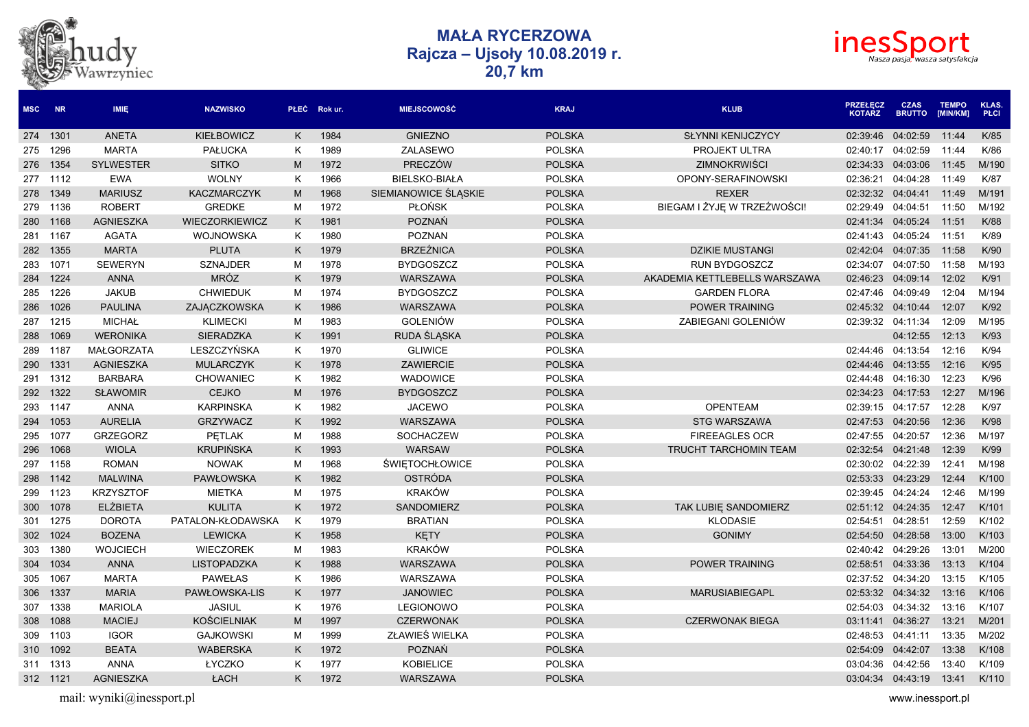# MAŁA RYCERZOWA
## Rajcza – Ujsoły 10.08.2019 r.
## 20,7 km

| MSC | NR | IMIĘ | NAZWISKO | PŁEĆ | Rok ur. | MIEJSCOWOŚĆ | KRAJ | KLUB | PRZEŁECZ KOTARZ | CZAS BRUTTO | TEMPO [MIN/KM] | KLAS. PŁCI |
|---|---|---|---|---|---|---|---|---|---|---|---|---|
| 274 | 1301 | ANETA | KIEŁBOWICZ | K | 1984 | GNIEZNO | POLSKA | SŁYNNI KENIJCZYCY | 02:39:46 | 04:02:59 | 11:44 | K/85 |
| 275 | 1296 | MARTA | PAŁUCKA | K | 1989 | ZALASEWO | POLSKA | PROJEKT ULTRA | 02:40:17 | 04:02:59 | 11:44 | K/86 |
| 276 | 1354 | SYLWESTER | SITKO | M | 1972 | PRECZÓW | POLSKA | ZIMNOKRWIŚCI | 02:34:33 | 04:03:06 | 11:45 | M/190 |
| 277 | 1112 | EWA | WOLNY | K | 1966 | BIELSKO-BIAŁA | POLSKA | OPONY-SERAFINOWSKI | 02:36:21 | 04:04:28 | 11:49 | K/87 |
| 278 | 1349 | MARIUSZ | KACZMARCZYK | M | 1968 | SIEMIANOWICE ŚLĄSKIE | POLSKA | REXER | 02:32:32 | 04:04:41 | 11:49 | M/191 |
| 279 | 1136 | ROBERT | GREDKE | M | 1972 | PŁOŃSK | POLSKA | BIEGAM I ŻYJĘ W TRZEŹWOŚCI! | 02:29:49 | 04:04:51 | 11:50 | M/192 |
| 280 | 1168 | AGNIESZKA | WIECZORKIEWICZ | K | 1981 | POZNAŃ | POLSKA | | 02:41:34 | 04:05:24 | 11:51 | K/88 |
| 281 | 1167 | AGATA | WOJNOWSKA | K | 1980 | POZNAN | POLSKA | | 02:41:43 | 04:05:24 | 11:51 | K/89 |
| 282 | 1355 | MARTA | PLUTA | K | 1979 | BRZEŹNICA | POLSKA | DZIKIE MUSTANGI | 02:42:04 | 04:07:35 | 11:58 | K/90 |
| 283 | 1071 | SEWERYN | SZNAJDER | M | 1978 | BYDGOSZCZ | POLSKA | RUN BYDGOSZCZ | 02:34:07 | 04:07:50 | 11:58 | M/193 |
| 284 | 1224 | ANNA | MRÓZ | K | 1979 | WARSZAWA | POLSKA | AKADEMIA KETTLEBELLS WARSZAWA | 02:46:23 | 04:09:14 | 12:02 | K/91 |
| 285 | 1226 | JAKUB | CHWIEDUK | M | 1974 | BYDGOSZCZ | POLSKA | GARDEN FLORA | 02:47:46 | 04:09:49 | 12:04 | M/194 |
| 286 | 1026 | PAULINA | ZAJĄCZKOWSKA | K | 1986 | WARSZAWA | POLSKA | POWER TRAINING | 02:45:32 | 04:10:44 | 12:07 | K/92 |
| 287 | 1215 | MICHAŁ | KLIMECKI | M | 1983 | GOLENIÓW | POLSKA | ZABIEGANI GOLENIÓW | 02:39:32 | 04:11:34 | 12:09 | M/195 |
| 288 | 1069 | WERONIKA | SIERADZKA | K | 1991 | RUDA ŚLĄSKA | POLSKA | | | 04:12:55 | 12:13 | K/93 |
| 289 | 1187 | MAŁGORZATA | LESZCZYŃSKA | K | 1970 | GLIWICE | POLSKA | | 02:44:46 | 04:13:54 | 12:16 | K/94 |
| 290 | 1331 | AGNIESZKA | MULARCZYK | K | 1978 | ZAWIERCIE | POLSKA | | 02:44:46 | 04:13:55 | 12:16 | K/95 |
| 291 | 1312 | BARBARA | CHOWANIEC | K | 1982 | WADOWICE | POLSKA | | 02:44:48 | 04:16:30 | 12:23 | K/96 |
| 292 | 1322 | SŁAWOMIR | CEJKO | M | 1976 | BYDGOSZCZ | POLSKA | | 02:34:23 | 04:17:53 | 12:27 | M/196 |
| 293 | 1147 | ANNA | KARPINSKA | K | 1982 | JACEWO | POLSKA | OPENTEAM | 02:39:15 | 04:17:57 | 12:28 | K/97 |
| 294 | 1053 | AURELIA | GRZYWACZ | K | 1992 | WARSZAWA | POLSKA | STG WARSZAWA | 02:47:53 | 04:20:56 | 12:36 | K/98 |
| 295 | 1077 | GRZEGORZ | PĘTLAK | M | 1988 | SOCHACZEW | POLSKA | FIREEAGLES OCR | 02:47:55 | 04:20:57 | 12:36 | M/197 |
| 296 | 1068 | WIOLA | KRUPIŃSKA | K | 1993 | WARSAW | POLSKA | TRUCHT TARCHOMIN TEAM | 02:32:54 | 04:21:48 | 12:39 | K/99 |
| 297 | 1158 | ROMAN | NOWAK | M | 1968 | ŚWIĘTOCHŁOWICE | POLSKA | | 02:30:02 | 04:22:39 | 12:41 | M/198 |
| 298 | 1142 | MALWINA | PAWŁOWSKA | K | 1982 | OSTRÓDA | POLSKA | | 02:53:33 | 04:23:29 | 12:44 | K/100 |
| 299 | 1123 | KRZYSZTOF | MIETKA | M | 1975 | KRAKÓW | POLSKA | | 02:39:45 | 04:24:24 | 12:46 | M/199 |
| 300 | 1078 | ELŻBIETA | KULITA | K | 1972 | SANDOMIERZ | POLSKA | TAK LUBIĘ SANDOMIERZ | 02:51:12 | 04:24:35 | 12:47 | K/101 |
| 301 | 1275 | DOROTA | PATALON-KŁODAWSKA | K | 1979 | BRATIAN | POLSKA | KLODASIE | 02:54:51 | 04:28:51 | 12:59 | K/102 |
| 302 | 1024 | BOZENA | LEWICKA | K | 1958 | KĘTY | POLSKA | GONIMY | 02:54:50 | 04:28:58 | 13:00 | K/103 |
| 303 | 1380 | WOJCIECH | WIECZOREK | M | 1983 | KRAKÓW | POLSKA | | 02:40:42 | 04:29:26 | 13:01 | M/200 |
| 304 | 1034 | ANNA | LISTOPADZKA | K | 1988 | WARSZAWA | POLSKA | POWER TRAINING | 02:58:51 | 04:33:36 | 13:13 | K/104 |
| 305 | 1067 | MARTA | PAWEŁAS | K | 1986 | WARSZAWA | POLSKA | | 02:37:52 | 04:34:20 | 13:15 | K/105 |
| 306 | 1337 | MARIA | PAWŁOWSKA-LIS | K | 1977 | JANOWIEC | POLSKA | MARUSIABIEGAPL | 02:53:32 | 04:34:32 | 13:16 | K/106 |
| 307 | 1338 | MARIOLA | JASIUL | K | 1976 | LEGIONOWO | POLSKA | | 02:54:03 | 04:34:32 | 13:16 | K/107 |
| 308 | 1088 | MACIEJ | KOŚCIELNIAK | M | 1997 | CZERWONAK | POLSKA | CZERWONAK BIEGA | 03:11:41 | 04:36:27 | 13:21 | M/201 |
| 309 | 1103 | IGOR | GAJKOWSKI | M | 1999 | ZŁAWIEŚ WIELKA | POLSKA | | 02:48:53 | 04:41:11 | 13:35 | M/202 |
| 310 | 1092 | BEATA | WABERSKA | K | 1972 | POZNAŃ | POLSKA | | 02:54:09 | 04:42:07 | 13:38 | K/108 |
| 311 | 1313 | ANNA | ŁYCZKO | K | 1977 | KOBIELICE | POLSKA | | 03:04:36 | 04:42:56 | 13:40 | K/109 |
| 312 | 1121 | AGNIESZKA | ŁACH | K | 1972 | WARSZAWA | POLSKA | | 03:04:34 | 04:43:19 | 13:41 | K/110 |

mail: wyniki@inessport.pl — www.inessport.pl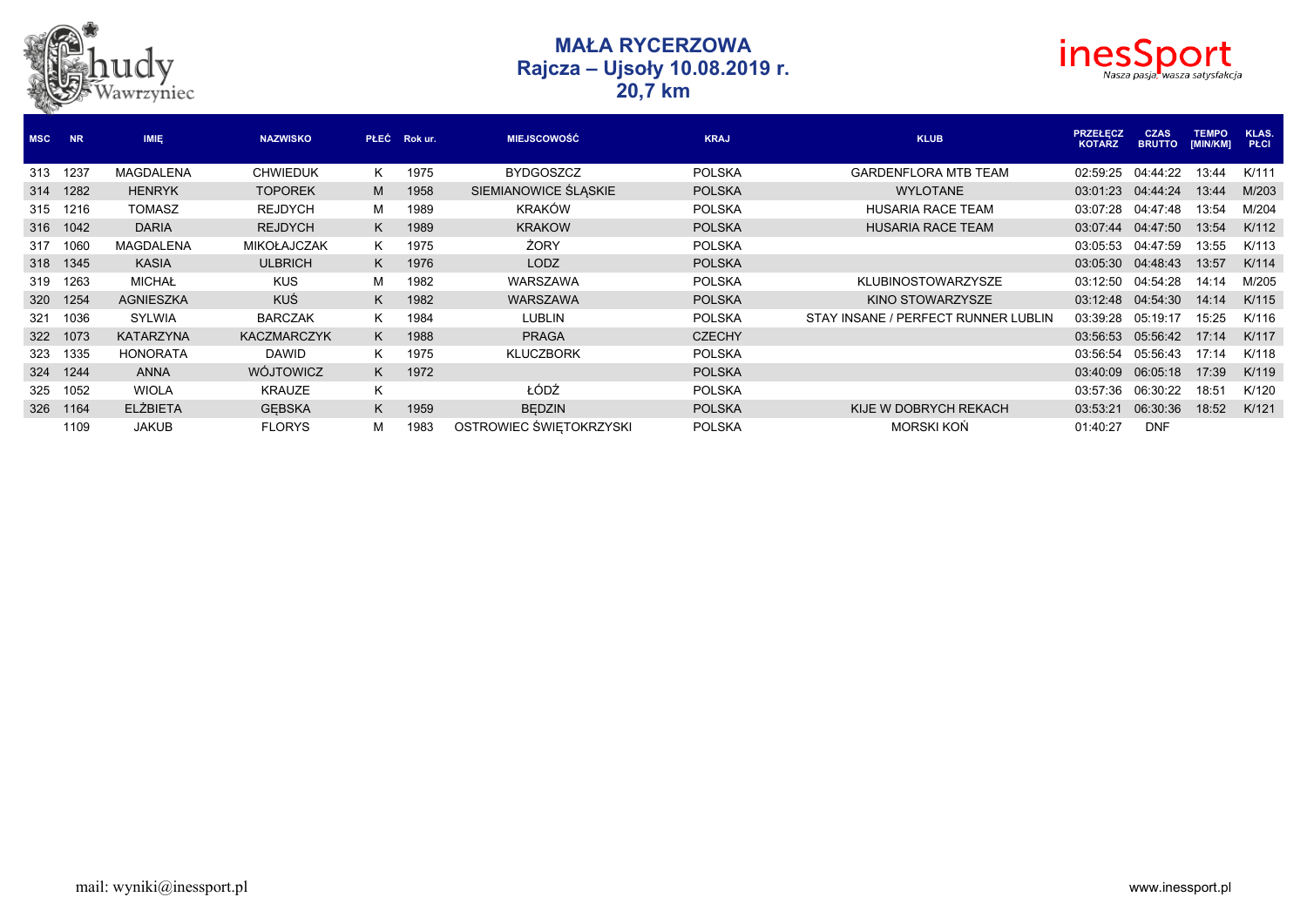# MAŁA RYCERZOWA
## Rajcza – Ujsoły 10.08.2019 r.
## 20,7 km

| MSC | NR | IMIĘ | NAZWISKO | PŁEĆ | Rok ur. | MIEJSCOWOŚĆ | KRAJ | KLUB | PRZEŁĘCZ KOTARZ | CZAS BRUTTO | TEMPO [MIN/KM] | KLAS. PŁCI |
|---|---|---|---|---|---|---|---|---|---|---|---|---|
| 313 | 1237 | MAGDALENA | CHWIEDUK | K | 1975 | BYDGOSZCZ | POLSKA | GARDENFLORA MTB TEAM | 02:59:25 | 04:44:22 | 13:44 | K/111 |
| 314 | 1282 | HENRYK | TOPOREK | M | 1958 | SIEMIANOWICE ŚLĄSKIE | POLSKA | WYLOTANE | 03:01:23 | 04:44:24 | 13:44 | M/203 |
| 315 | 1216 | TOMASZ | REJDYCH | M | 1989 | KRAKÓW | POLSKA | HUSARIA RACE TEAM | 03:07:28 | 04:47:48 | 13:54 | M/204 |
| 316 | 1042 | DARIA | REJDYCH | K | 1989 | KRAKOW | POLSKA | HUSARIA RACE TEAM | 03:07:44 | 04:47:50 | 13:54 | K/112 |
| 317 | 1060 | MAGDALENA | MIKOŁAJCZAK | K | 1975 | ŻORY | POLSKA | | 03:05:53 | 04:47:59 | 13:55 | K/113 |
| 318 | 1345 | KASIA | ULBRICH | K | 1976 | LODZ | POLSKA | | 03:05:30 | 04:48:43 | 13:57 | K/114 |
| 319 | 1263 | MICHAŁ | KUS | M | 1982 | WARSZAWA | POLSKA | KLUBINOSTOWARZYSZE | 03:12:50 | 04:54:28 | 14:14 | M/205 |
| 320 | 1254 | AGNIESZKA | KUŚ | K | 1982 | WARSZAWA | POLSKA | KINO STOWARZYSZE | 03:12:48 | 04:54:30 | 14:14 | K/115 |
| 321 | 1036 | SYLWIA | BARCZAK | K | 1984 | LUBLIN | POLSKA | STAY INSANE / PERFECT RUNNER LUBLIN | 03:39:28 | 05:19:17 | 15:25 | K/116 |
| 322 | 1073 | KATARZYNA | KACZMARCZYK | K | 1988 | PRAGA | CZECHY | | 03:56:53 | 05:56:42 | 17:14 | K/117 |
| 323 | 1335 | HONORATA | DAWID | K | 1975 | KLUCZBORK | POLSKA | | 03:56:54 | 05:56:43 | 17:14 | K/118 |
| 324 | 1244 | ANNA | WÓJTOWICZ | K | 1972 | | POLSKA | | 03:40:09 | 06:05:18 | 17:39 | K/119 |
| 325 | 1052 | WIOLA | KRAUZE | K | | ŁÓDŹ | POLSKA | | 03:57:36 | 06:30:22 | 18:51 | K/120 |
| 326 | 1164 | ELŻBIETA | GĘBSKA | K | 1959 | BĘDZIN | POLSKA | KIJE W DOBRYCH REKACH | 03:53:21 | 06:30:36 | 18:52 | K/121 |
| | 1109 | JAKUB | FLORYS | M | 1983 | OSTROWIEC ŚWIĘTOKRZYSKI | POLSKA | MORSKI KOŃ | 01:40:27 | DNF | | |

mail: wyniki@inessport.pl

www.inessport.pl